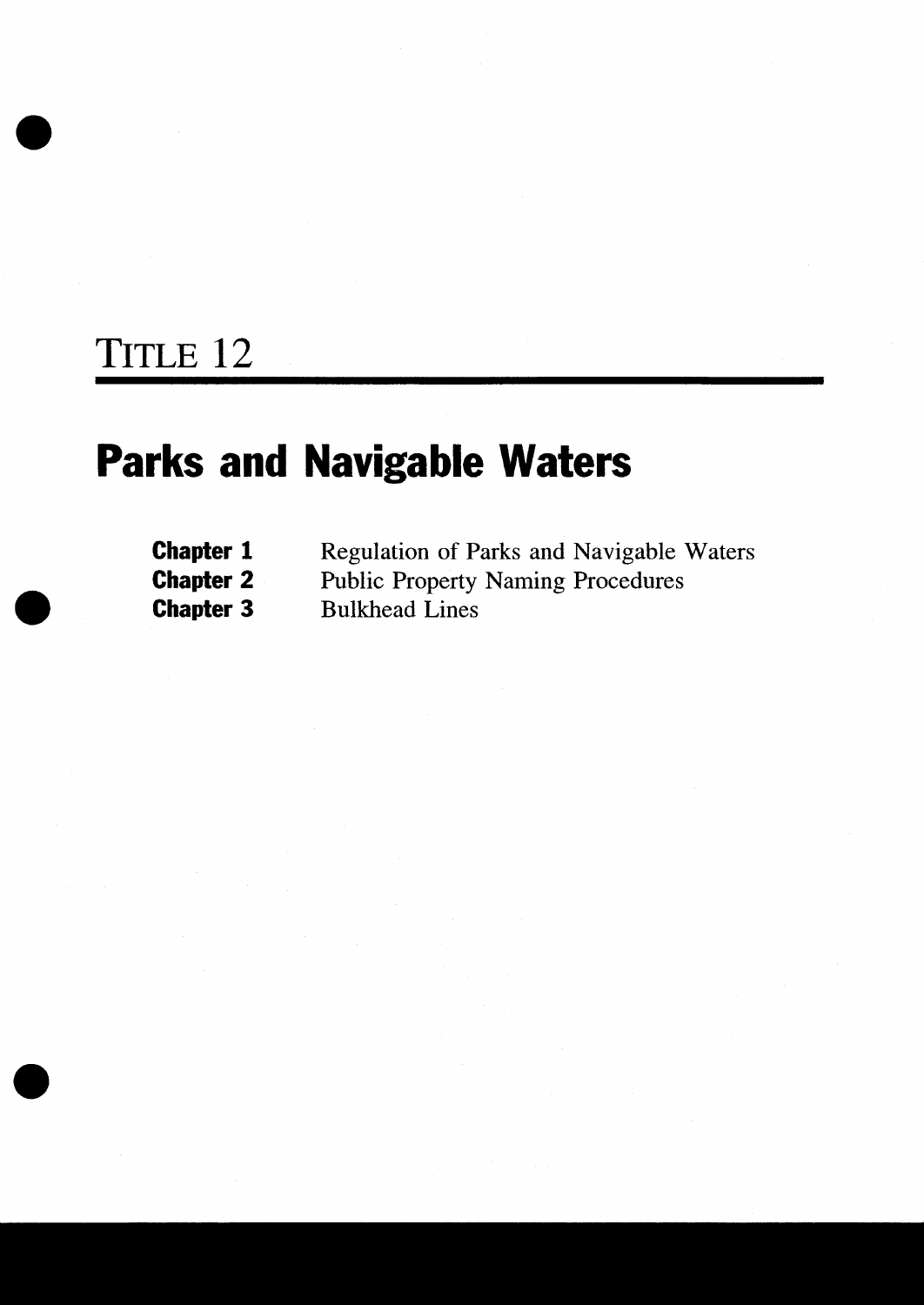# TITLE 12

# Parks and Navigable Waters

| | |
|---|---|
| **Chapter 1** | Regulation of Parks and Navigable Waters |
| **Chapter 2** | Public Property Naming Procedures |
| **Chapter 3** | Bulkhead Lines |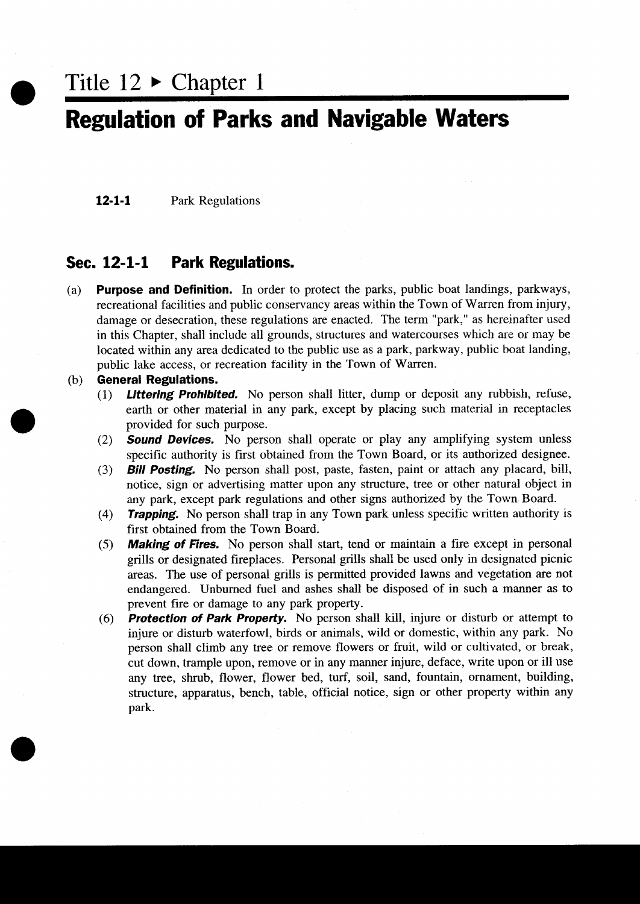# Title 12 ► Chapter 1

# Regulation of Parks and Navigable Waters

**12-1-1** Park Regulations

## Sec. 12-1-1 Park Regulations.

(a) **Purpose and Definition.** In order to protect the parks, public boat landings, parkways, recreational facilities and public conservancy areas within the Town of Warren from injury, damage or desecration, these regulations are enacted. The term "park," as hereinafter used in this Chapter, shall include all grounds, structures and watercourses which are or may be located within any area dedicated to the public use as a park, parkway, public boat landing, public lake access, or recreation facility in the Town of Warren.

(b) **General Regulations.**

(1) ***Littering Prohibited.*** No person shall litter, dump or deposit any rubbish, refuse, earth or other material in any park, except by placing such material in receptacles provided for such purpose.

(2) ***Sound Devices.*** No person shall operate or play any amplifying system unless specific authority is first obtained from the Town Board, or its authorized designee.

(3) ***Bill Posting.*** No person shall post, paste, fasten, paint or attach any placard, bill, notice, sign or advertising matter upon any structure, tree or other natural object in any park, except park regulations and other signs authorized by the Town Board.

(4) ***Trapping.*** No person shall trap in any Town park unless specific written authority is first obtained from the Town Board.

(5) ***Making of Fires.*** No person shall start, tend or maintain a fire except in personal grills or designated fireplaces. Personal grills shall be used only in designated picnic areas. The use of personal grills is permitted provided lawns and vegetation are not endangered. Unburned fuel and ashes shall be disposed of in such a manner as to prevent fire or damage to any park property.

(6) ***Protection of Park Property.*** No person shall kill, injure or disturb or attempt to injure or disturb waterfowl, birds or animals, wild or domestic, within any park. No person shall climb any tree or remove flowers or fruit, wild or cultivated, or break, cut down, trample upon, remove or in any manner injure, deface, write upon or ill use any tree, shrub, flower, flower bed, turf, soil, sand, fountain, ornament, building, structure, apparatus, bench, table, official notice, sign or other property within any park.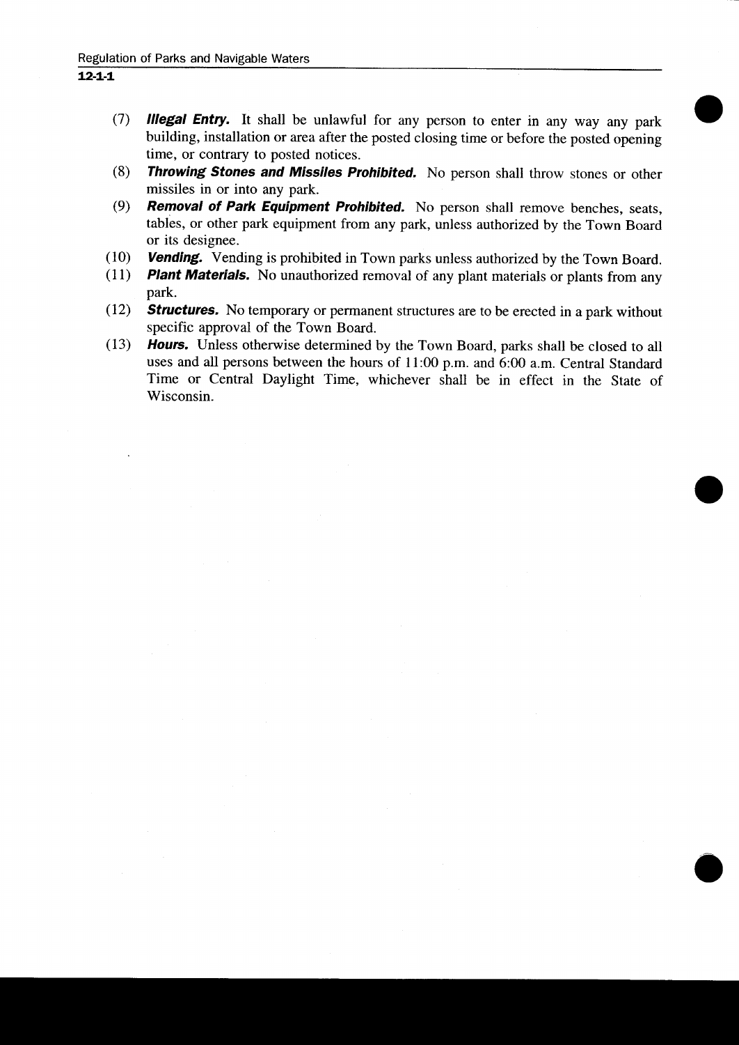(7) ***Illegal Entry.*** It shall be unlawful for any person to enter in any way any park building, installation or area after the posted closing time or before the posted opening time, or contrary to posted notices.

(8) ***Throwing Stones and Missiles Prohibited.*** No person shall throw stones or other missiles in or into any park.

(9) ***Removal of Park Equipment Prohibited.*** No person shall remove benches, seats, tables, or other park equipment from any park, unless authorized by the Town Board or its designee.

(10) ***Vending.*** Vending is prohibited in Town parks unless authorized by the Town Board.

(11) ***Plant Materials.*** No unauthorized removal of any plant materials or plants from any park.

(12) ***Structures.*** No temporary or permanent structures are to be erected in a park without specific approval of the Town Board.

(13) ***Hours.*** Unless otherwise determined by the Town Board, parks shall be closed to all uses and all persons between the hours of 11:00 p.m. and 6:00 a.m. Central Standard Time or Central Daylight Time, whichever shall be in effect in the State of Wisconsin.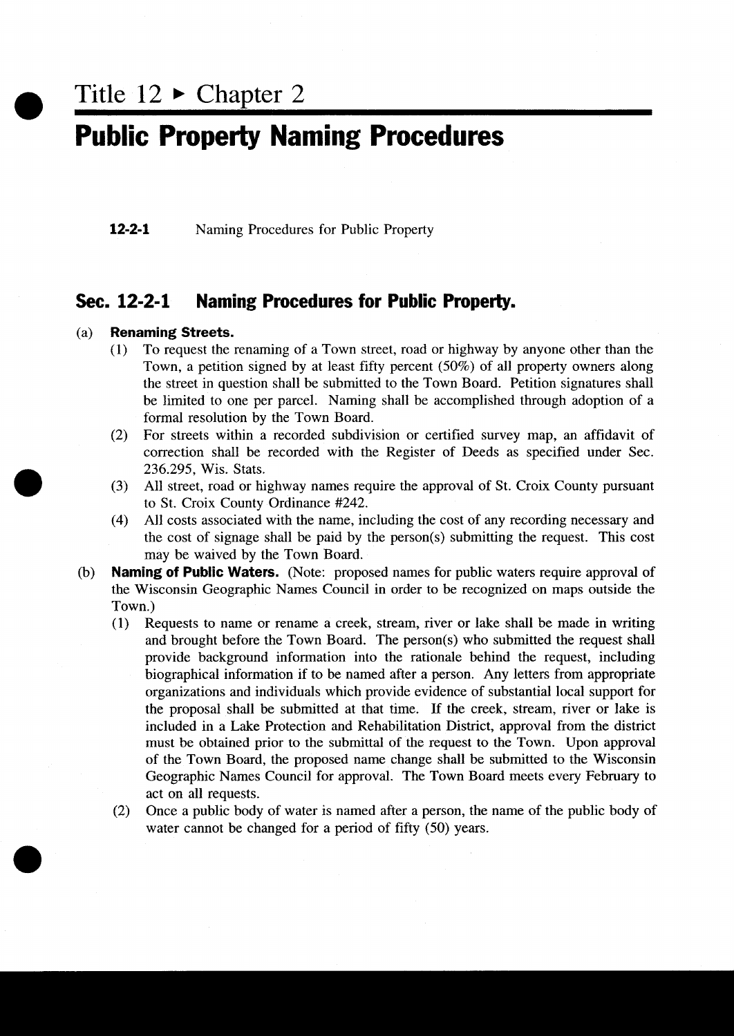# Title 12 ▸ Chapter 2

# Public Property Naming Procedures

**12-2-1** Naming Procedures for Public Property

## Sec. 12-2-1 Naming Procedures for Public Property.

(a) **Renaming Streets.**

(1) To request the renaming of a Town street, road or highway by anyone other than the Town, a petition signed by at least fifty percent (50%) of all property owners along the street in question shall be submitted to the Town Board. Petition signatures shall be limited to one per parcel. Naming shall be accomplished through adoption of a formal resolution by the Town Board.

(2) For streets within a recorded subdivision or certified survey map, an affidavit of correction shall be recorded with the Register of Deeds as specified under Sec. 236.295, Wis. Stats.

(3) All street, road or highway names require the approval of St. Croix County pursuant to St. Croix County Ordinance #242.

(4) All costs associated with the name, including the cost of any recording necessary and the cost of signage shall be paid by the person(s) submitting the request. This cost may be waived by the Town Board.

(b) **Naming of Public Waters.** (Note: proposed names for public waters require approval of the Wisconsin Geographic Names Council in order to be recognized on maps outside the Town.)

(1) Requests to name or rename a creek, stream, river or lake shall be made in writing and brought before the Town Board. The person(s) who submitted the request shall provide background information into the rationale behind the request, including biographical information if to be named after a person. Any letters from appropriate organizations and individuals which provide evidence of substantial local support for the proposal shall be submitted at that time. If the creek, stream, river or lake is included in a Lake Protection and Rehabilitation District, approval from the district must be obtained prior to the submittal of the request to the Town. Upon approval of the Town Board, the proposed name change shall be submitted to the Wisconsin Geographic Names Council for approval. The Town Board meets every February to act on all requests.

(2) Once a public body of water is named after a person, the name of the public body of water cannot be changed for a period of fifty (50) years.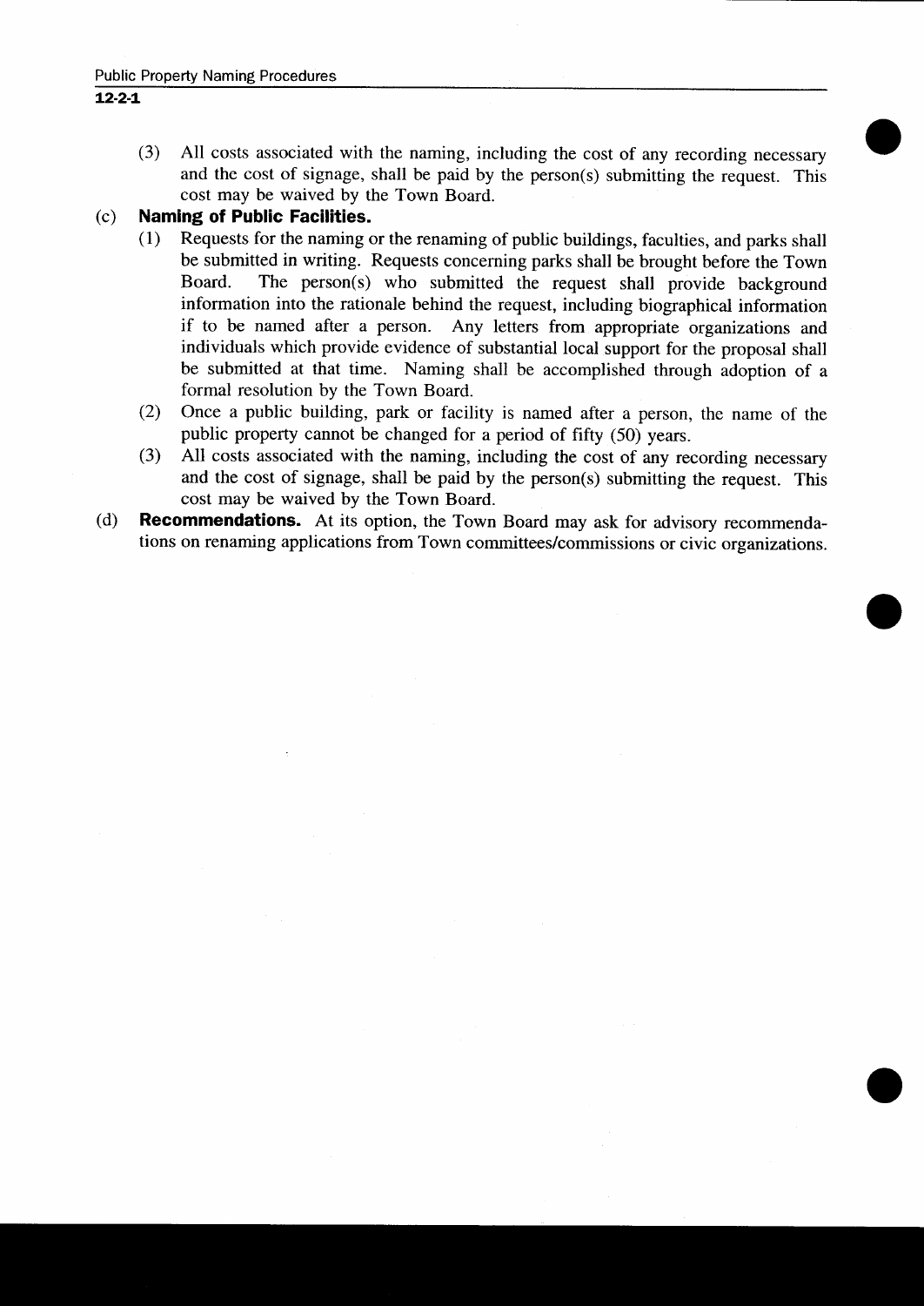(3) All costs associated with the naming, including the cost of any recording necessary and the cost of signage, shall be paid by the person(s) submitting the request. This cost may be waived by the Town Board.

(c) **Naming of Public Facilities.**

(1) Requests for the naming or the renaming of public buildings, faculties, and parks shall be submitted in writing. Requests concerning parks shall be brought before the Town Board. The person(s) who submitted the request shall provide background information into the rationale behind the request, including biographical information if to be named after a person. Any letters from appropriate organizations and individuals which provide evidence of substantial local support for the proposal shall be submitted at that time. Naming shall be accomplished through adoption of a formal resolution by the Town Board.

(2) Once a public building, park or facility is named after a person, the name of the public property cannot be changed for a period of fifty (50) years.

(3) All costs associated with the naming, including the cost of any recording necessary and the cost of signage, shall be paid by the person(s) submitting the request. This cost may be waived by the Town Board.

(d) **Recommendations.** At its option, the Town Board may ask for advisory recommendations on renaming applications from Town committees/commissions or civic organizations.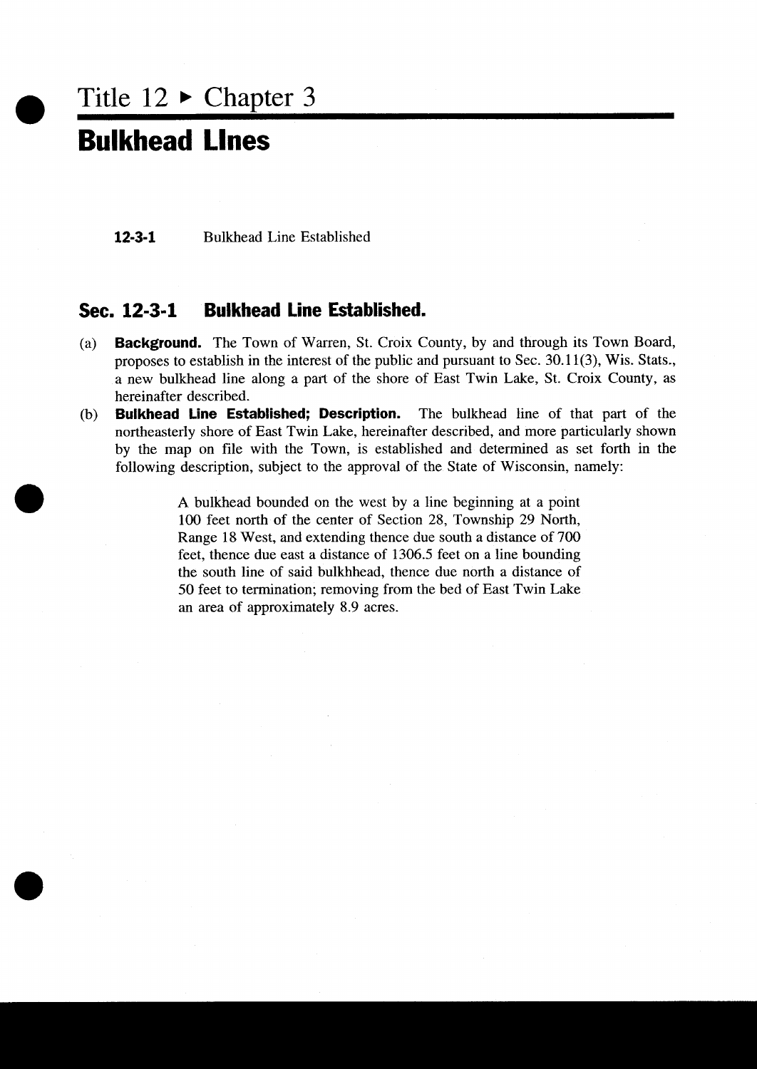# Title 12 ▸ Chapter 3

# Bulkhead LInes

**12-3-1** Bulkhead Line Established

## Sec. 12-3-1 Bulkhead Line Established.

(a) **Background.** The Town of Warren, St. Croix County, by and through its Town Board, proposes to establish in the interest of the public and pursuant to Sec. 30.11(3), Wis. Stats., a new bulkhead line along a part of the shore of East Twin Lake, St. Croix County, as hereinafter described.

(b) **Bulkhead Line Established; Description.** The bulkhead line of that part of the northeasterly shore of East Twin Lake, hereinafter described, and more particularly shown by the map on file with the Town, is established and determined as set forth in the following description, subject to the approval of the State of Wisconsin, namely:

> A bulkhead bounded on the west by a line beginning at a point 100 feet north of the center of Section 28, Township 29 North, Range 18 West, and extending thence due south a distance of 700 feet, thence due east a distance of 1306.5 feet on a line bounding the south line of said bulkhhead, thence due north a distance of 50 feet to termination; removing from the bed of East Twin Lake an area of approximately 8.9 acres.